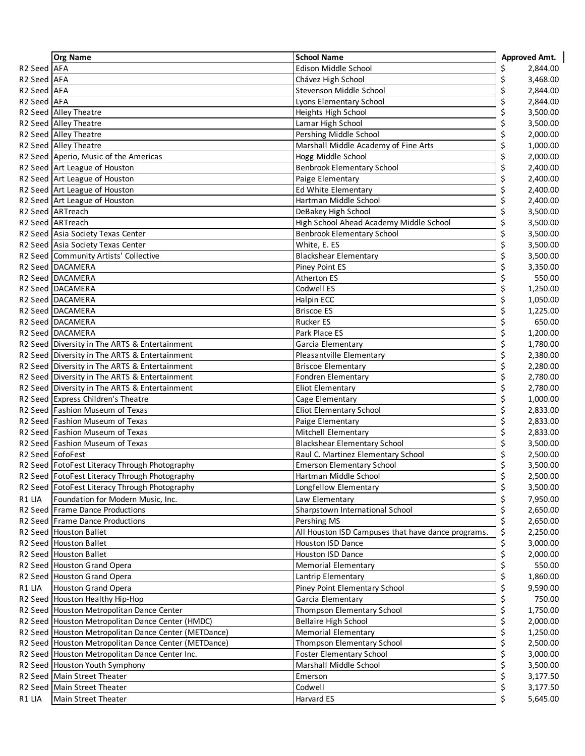| | Org Name | School Name | Approved Amt. |
|---|---|---|---|
| R2 Seed | AFA | Edison Middle School | $ 2,844.00 |
| R2 Seed | AFA | Chávez High School | $ 3,468.00 |
| R2 Seed | AFA | Stevenson Middle School | $ 2,844.00 |
| R2 Seed | AFA | Lyons Elementary School | $ 2,844.00 |
| R2 Seed | Alley Theatre | Heights High School | $ 3,500.00 |
| R2 Seed | Alley Theatre | Lamar High School | $ 3,500.00 |
| R2 Seed | Alley Theatre | Pershing Middle School | $ 2,000.00 |
| R2 Seed | Alley Theatre | Marshall Middle Academy of Fine Arts | $ 1,000.00 |
| R2 Seed | Aperio, Music of the Americas | Hogg Middle School | $ 2,000.00 |
| R2 Seed | Art League of Houston | Benbrook Elementary School | $ 2,400.00 |
| R2 Seed | Art League of Houston | Paige Elementary | $ 2,400.00 |
| R2 Seed | Art League of Houston | Ed White Elementary | $ 2,400.00 |
| R2 Seed | Art League of Houston | Hartman Middle School | $ 2,400.00 |
| R2 Seed | ARTreach | DeBakey High School | $ 3,500.00 |
| R2 Seed | ARTreach | High School Ahead Academy Middle School | $ 3,500.00 |
| R2 Seed | Asia Society Texas Center | Benbrook Elementary School | $ 3,500.00 |
| R2 Seed | Asia Society Texas Center | White, E. ES | $ 3,500.00 |
| R2 Seed | Community Artists' Collective | Blackshear Elementary | $ 3,500.00 |
| R2 Seed | DACAMERA | Piney Point ES | $ 3,350.00 |
| R2 Seed | DACAMERA | Atherton ES | $ 550.00 |
| R2 Seed | DACAMERA | Codwell ES | $ 1,250.00 |
| R2 Seed | DACAMERA | Halpin ECC | $ 1,050.00 |
| R2 Seed | DACAMERA | Briscoe ES | $ 1,225.00 |
| R2 Seed | DACAMERA | Rucker ES | $ 650.00 |
| R2 Seed | DACAMERA | Park Place ES | $ 1,200.00 |
| R2 Seed | Diversity in The ARTS & Entertainment | Garcia Elementary | $ 1,780.00 |
| R2 Seed | Diversity in The ARTS & Entertainment | Pleasantville Elementary | $ 2,380.00 |
| R2 Seed | Diversity in The ARTS & Entertainment | Briscoe Elementary | $ 2,280.00 |
| R2 Seed | Diversity in The ARTS & Entertainment | Fondren Elementary | $ 2,780.00 |
| R2 Seed | Diversity in The ARTS & Entertainment | Eliot Elementary | $ 2,780.00 |
| R2 Seed | Express Children's Theatre | Cage Elementary | $ 1,000.00 |
| R2 Seed | Fashion Museum of Texas | Eliot Elementary School | $ 2,833.00 |
| R2 Seed | Fashion Museum of Texas | Paige Elementary | $ 2,833.00 |
| R2 Seed | Fashion Museum of Texas | Mitchell Elementary | $ 2,833.00 |
| R2 Seed | Fashion Museum of Texas | Blackshear Elementary School | $ 3,500.00 |
| R2 Seed | FofoFest | Raul C. Martinez Elementary School | $ 2,500.00 |
| R2 Seed | FotoFest Literacy Through Photography | Emerson Elementary School | $ 3,500.00 |
| R2 Seed | FotoFest Literacy Through Photography | Hartman Middle School | $ 2,500.00 |
| R2 Seed | FotoFest Literacy Through Photography | Longfellow Elementary | $ 3,500.00 |
| R1 LIA | Foundation for Modern Music, Inc. | Law Elementary | $ 7,950.00 |
| R2 Seed | Frame Dance Productions | Sharpstown International School | $ 2,650.00 |
| R2 Seed | Frame Dance Productions | Pershing MS | $ 2,650.00 |
| R2 Seed | Houston Ballet | All Houston ISD Campuses that have dance programs. | $ 2,250.00 |
| R2 Seed | Houston Ballet | Houston ISD Dance | $ 3,000.00 |
| R2 Seed | Houston Ballet | Houston ISD Dance | $ 2,000.00 |
| R2 Seed | Houston Grand Opera | Memorial Elementary | $ 550.00 |
| R2 Seed | Houston Grand Opera | Lantrip Elementary | $ 1,860.00 |
| R1 LIA | Houston Grand Opera | Piney Point Elementary School | $ 9,590.00 |
| R2 Seed | Houston Healthy Hip-Hop | Garcia Elementary | $ 750.00 |
| R2 Seed | Houston Metropolitan Dance Center | Thompson Elementary School | $ 1,750.00 |
| R2 Seed | Houston Metropolitan Dance Center (HMDC) | Bellaire High School | $ 2,000.00 |
| R2 Seed | Houston Metropolitan Dance Center (METDance) | Memorial Elementary | $ 1,250.00 |
| R2 Seed | Houston Metropolitan Dance Center (METDance) | Thompson Elementary School | $ 2,500.00 |
| R2 Seed | Houston Metropolitan Dance Center Inc. | Foster Elementary School | $ 3,000.00 |
| R2 Seed | Houston Youth Symphony | Marshall Middle School | $ 3,500.00 |
| R2 Seed | Main Street Theater | Emerson | $ 3,177.50 |
| R2 Seed | Main Street Theater | Codwell | $ 3,177.50 |
| R1 LIA | Main Street Theater | Harvard ES | $ 5,645.00 |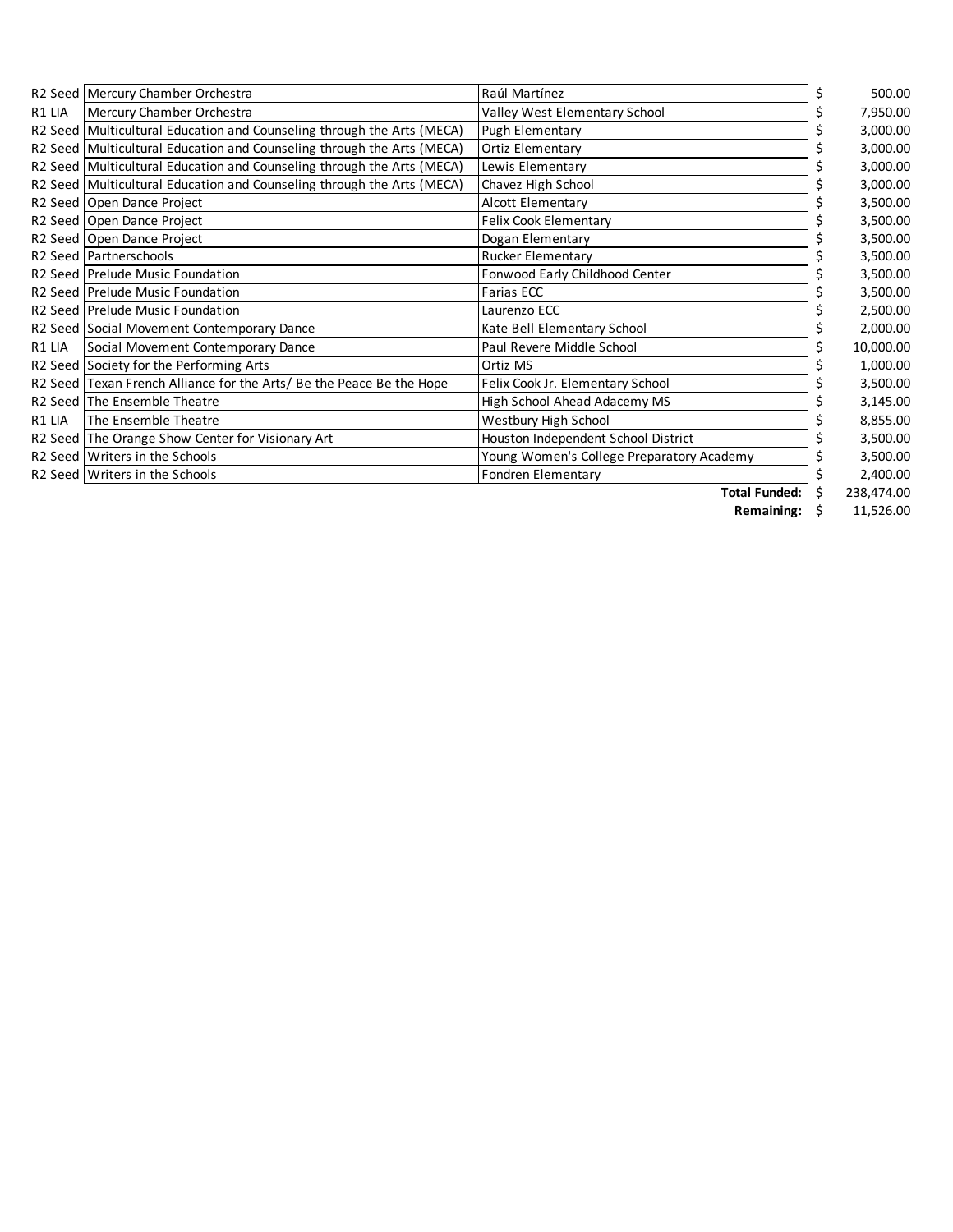| | | | |
|---|---|---|---|
| R2 Seed | Mercury Chamber Orchestra | Raúl Martínez | $ 500.00 |
| R1 LIA | Mercury Chamber Orchestra | Valley West Elementary School | $ 7,950.00 |
| R2 Seed | Multicultural Education and Counseling through the Arts (MECA) | Pugh Elementary | $ 3,000.00 |
| R2 Seed | Multicultural Education and Counseling through the Arts (MECA) | Ortiz Elementary | $ 3,000.00 |
| R2 Seed | Multicultural Education and Counseling through the Arts (MECA) | Lewis Elementary | $ 3,000.00 |
| R2 Seed | Multicultural Education and Counseling through the Arts (MECA) | Chavez High School | $ 3,000.00 |
| R2 Seed | Open Dance Project | Alcott Elementary | $ 3,500.00 |
| R2 Seed | Open Dance Project | Felix Cook Elementary | $ 3,500.00 |
| R2 Seed | Open Dance Project | Dogan Elementary | $ 3,500.00 |
| R2 Seed | Partnerschools | Rucker Elementary | $ 3,500.00 |
| R2 Seed | Prelude Music Foundation | Fonwood Early Childhood Center | $ 3,500.00 |
| R2 Seed | Prelude Music Foundation | Farias ECC | $ 3,500.00 |
| R2 Seed | Prelude Music Foundation | Laurenzo ECC | $ 2,500.00 |
| R2 Seed | Social Movement Contemporary Dance | Kate Bell Elementary School | $ 2,000.00 |
| R1 LIA | Social Movement Contemporary Dance | Paul Revere Middle School | $ 10,000.00 |
| R2 Seed | Society for the Performing Arts | Ortiz MS | $ 1,000.00 |
| R2 Seed | Texan French Alliance for the Arts/ Be the Peace Be the Hope | Felix Cook Jr. Elementary School | $ 3,500.00 |
| R2 Seed | The Ensemble Theatre | High School Ahead Adacemy MS | $ 3,145.00 |
| R1 LIA | The Ensemble Theatre | Westbury High School | $ 8,855.00 |
| R2 Seed | The Orange Show Center for Visionary Art | Houston Independent School District | $ 3,500.00 |
| R2 Seed | Writers in the Schools | Young Women's College Preparatory Academy | $ 3,500.00 |
| R2 Seed | Writers in the Schools | Fondren Elementary | $ 2,400.00 |
| | | **Total Funded:** | $ 238,474.00 |
| | | **Remaining:** | $ 11,526.00 |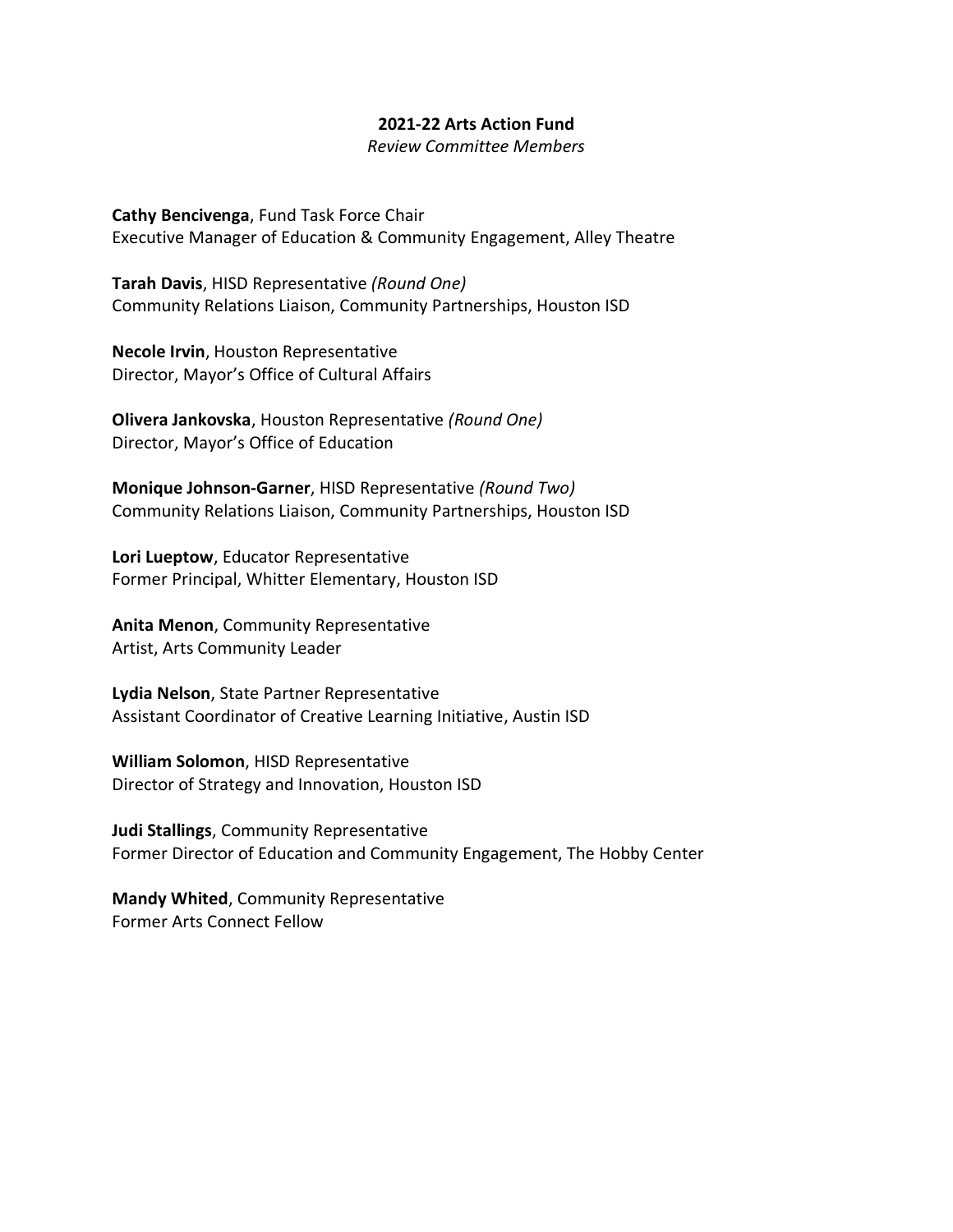**2021-22 Arts Action Fund**
*Review Committee Members*

**Cathy Bencivenga**, Fund Task Force Chair
Executive Manager of Education & Community Engagement, Alley Theatre

**Tarah Davis**, HISD Representative *(Round One)*
Community Relations Liaison, Community Partnerships, Houston ISD

**Necole Irvin**, Houston Representative
Director, Mayor's Office of Cultural Affairs

**Olivera Jankovska**, Houston Representative *(Round One)*
Director, Mayor's Office of Education

**Monique Johnson-Garner**, HISD Representative *(Round Two)*
Community Relations Liaison, Community Partnerships, Houston ISD

**Lori Lueptow**, Educator Representative
Former Principal, Whitter Elementary, Houston ISD

**Anita Menon**, Community Representative
Artist, Arts Community Leader

**Lydia Nelson**, State Partner Representative
Assistant Coordinator of Creative Learning Initiative, Austin ISD

**William Solomon**, HISD Representative
Director of Strategy and Innovation, Houston ISD

**Judi Stallings**, Community Representative
Former Director of Education and Community Engagement, The Hobby Center

**Mandy Whited**, Community Representative
Former Arts Connect Fellow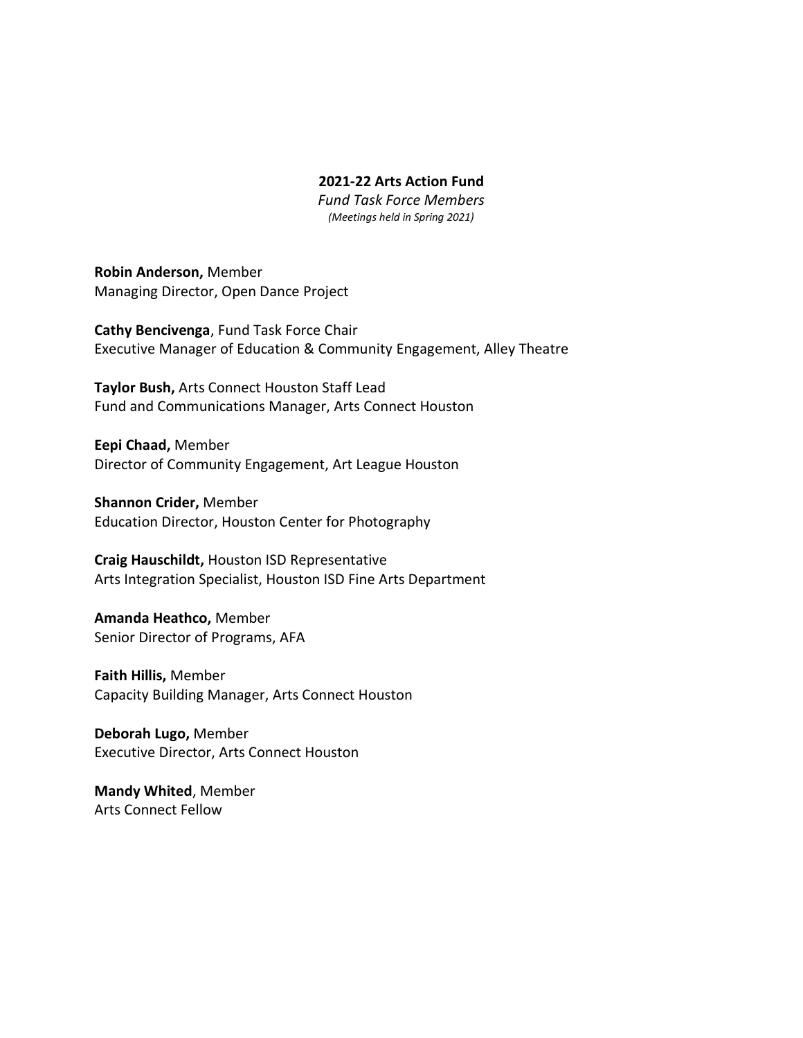**2021-22 Arts Action Fund**

*Fund Task Force Members*

*(Meetings held in Spring 2021)*

**Robin Anderson,** Member
Managing Director, Open Dance Project

**Cathy Bencivenga**, Fund Task Force Chair
Executive Manager of Education & Community Engagement, Alley Theatre

**Taylor Bush,** Arts Connect Houston Staff Lead
Fund and Communications Manager, Arts Connect Houston

**Eepi Chaad,** Member
Director of Community Engagement, Art League Houston

**Shannon Crider,** Member
Education Director, Houston Center for Photography

**Craig Hauschildt,** Houston ISD Representative
Arts Integration Specialist, Houston ISD Fine Arts Department

**Amanda Heathco,** Member
Senior Director of Programs, AFA

**Faith Hillis,** Member
Capacity Building Manager, Arts Connect Houston

**Deborah Lugo,** Member
Executive Director, Arts Connect Houston

**Mandy Whited**, Member
Arts Connect Fellow